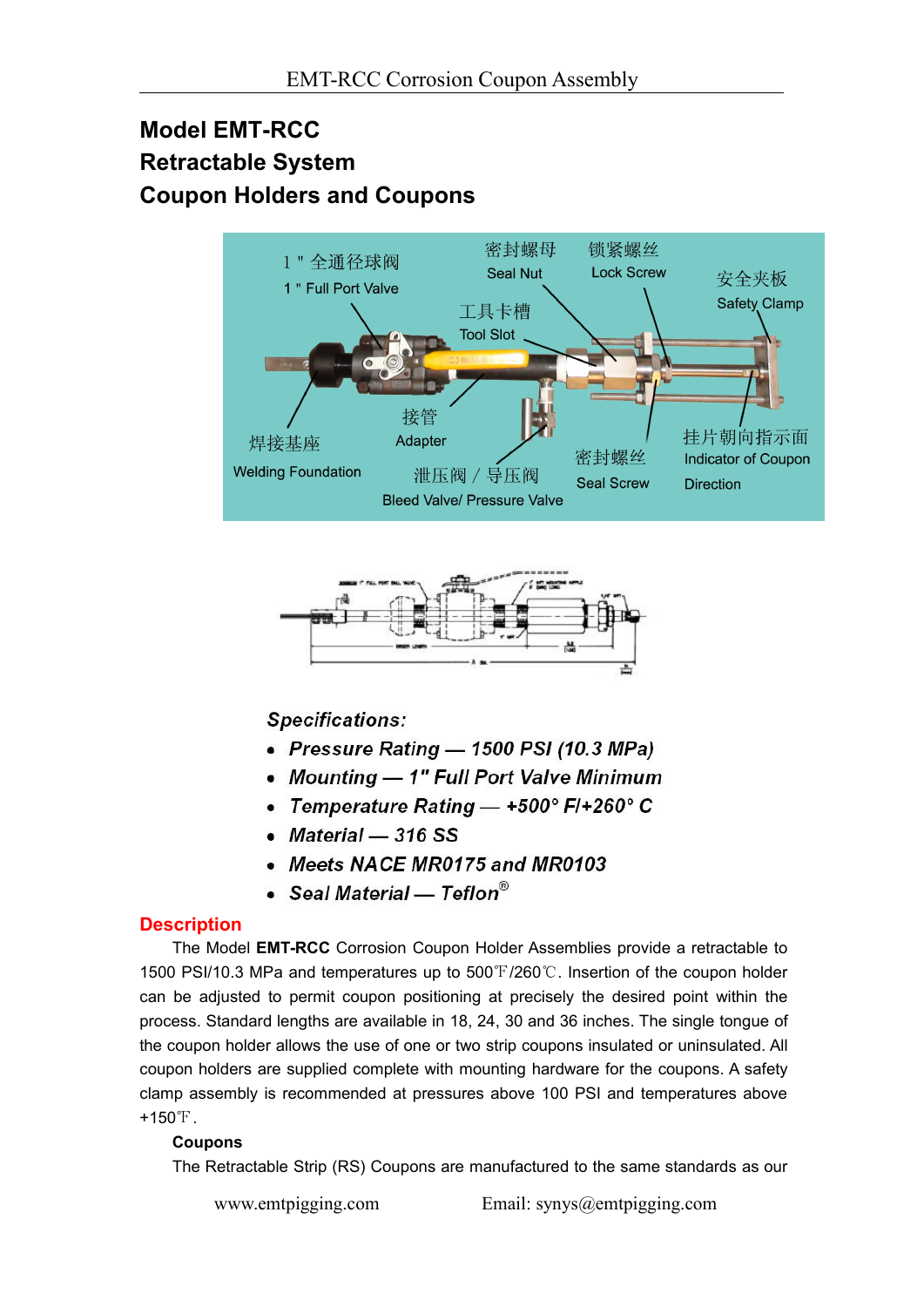# Model EMT-RCC
# Retractable System
# Coupon Holders and Coupons

1 " 全通径球阀
1 " Full Port Valve

密封螺母
Seal Nut

锁紧螺丝
Lock Screw

安全夹板
Safety Clamp

工具卡槽
Tool Slot

接管
Adapter

焊接基座
Welding Foundation

泄压阀 / 导压阀
Bleed Valve/ Pressure Valve

密封螺丝
Seal Screw

挂片朝向指示面
Indicator of Coupon Direction

***Specifications:***

- ***Pressure Rating — 1500 PSI (10.3 MPa)***
- ***Mounting — 1" Full Port Valve Minimum***
- ***Temperature Rating — +500° F/+260° C***
- ***Material — 316 SS***
- ***Meets NACE MR0175 and MR0103***
- ***Seal Material — Teflon®***

## Description

The Model **EMT-RCC** Corrosion Coupon Holder Assemblies provide a retractable to 1500 PSI/10.3 MPa and temperatures up to 500℉/260℃. Insertion of the coupon holder can be adjusted to permit coupon positioning at precisely the desired point within the process. Standard lengths are available in 18, 24, 30 and 36 inches. The single tongue of the coupon holder allows the use of one or two strip coupons insulated or uninsulated. All coupon holders are supplied complete with mounting hardware for the coupons. A safety clamp assembly is recommended at pressures above 100 PSI and temperatures above +150℉.

**Coupons**

The Retractable Strip (RS) Coupons are manufactured to the same standards as our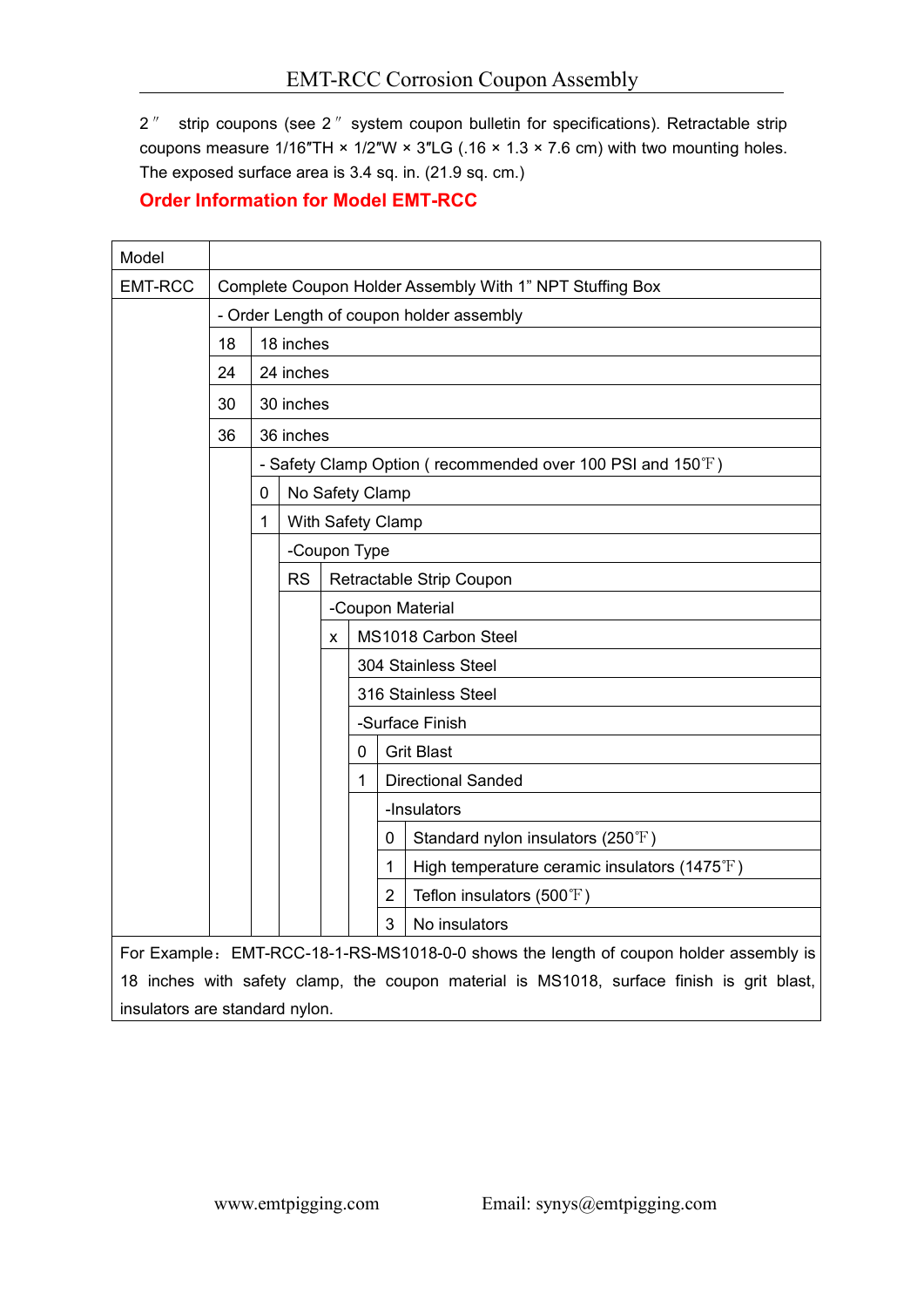2″ strip coupons (see 2″ system coupon bulletin for specifications). Retractable strip coupons measure 1/16″TH × 1/2″W × 3″LG (.16 × 1.3 × 7.6 cm) with two mounting holes. The exposed surface area is 3.4 sq. in. (21.9 sq. cm.)

## Order Information for Model EMT-RCC

| | | | | | | | | |
|---|---|---|---|---|---|---|---|---|
| Model | | | | | | | | |
| EMT-RCC | Complete Coupon Holder Assembly With 1" NPT Stuffing Box | | | | | | | |
| | - Order Length of coupon holder assembly | | | | | | | |
| | 18 | 18 inches | | | | | | |
| | 24 | 24 inches | | | | | | |
| | 30 | 30 inches | | | | | | |
| | 36 | 36 inches | | | | | | |
| | | - Safety Clamp Option ( recommended over 100 PSI and 150℉ ) | | | | | | |
| | | 0 | No Safety Clamp | | | | | |
| | | 1 | With Safety Clamp | | | | | |
| | | | -Coupon Type | | | | | |
| | | | RS | Retractable Strip Coupon | | | | |
| | | | | -Coupon Material | | | | |
| | | | | x | MS1018 Carbon Steel | | | |
| | | | | | 304 Stainless Steel | | | |
| | | | | | 316 Stainless Steel | | | |
| | | | | | -Surface Finish | | | |
| | | | | | 0 | Grit Blast | | |
| | | | | | 1 | Directional Sanded | | |
| | | | | | | -Insulators | | |
| | | | | | | 0 | Standard nylon insulators (250℉) | |
| | | | | | | 1 | High temperature ceramic insulators (1475℉) | |
| | | | | | | 2 | Teflon insulators (500℉) | |
| | | | | | | 3 | No insulators | |

For Example：EMT-RCC-18-1-RS-MS1018-0-0 shows the length of coupon holder assembly is 18 inches with safety clamp, the coupon material is MS1018, surface finish is grit blast, insulators are standard nylon.